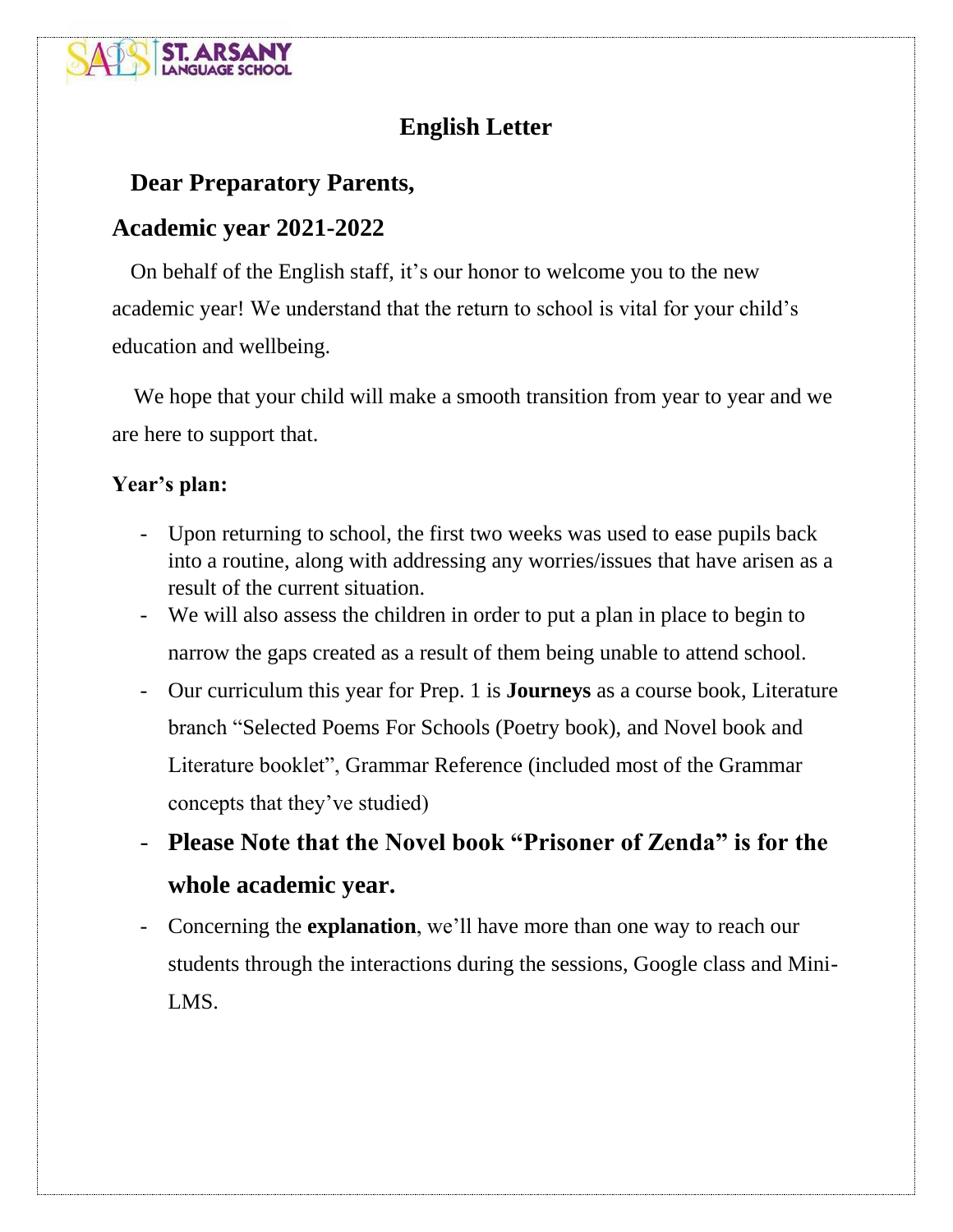# English Letter

## Dear Preparatory Parents,

## Academic year 2021-2022

On behalf of the English staff, it's our honor to welcome you to the new academic year! We understand that the return to school is vital for your child's education and wellbeing.

We hope that your child will make a smooth transition from year to year and we are here to support that.

**Year's plan:**

- Upon returning to school, the first two weeks was used to ease pupils back into a routine, along with addressing any worries/issues that have arisen as a result of the current situation.
- We will also assess the children in order to put a plan in place to begin to narrow the gaps created as a result of them being unable to attend school.
- Our curriculum this year for Prep. 1 is **Journeys** as a course book, Literature branch "Selected Poems For Schools (Poetry book), and Novel book and Literature booklet", Grammar Reference (included most of the Grammar concepts that they've studied)
- **Please Note that the Novel book "Prisoner of Zenda" is for the whole academic year.**
- Concerning the **explanation**, we'll have more than one way to reach our students through the interactions during the sessions, Google class and Mini-LMS.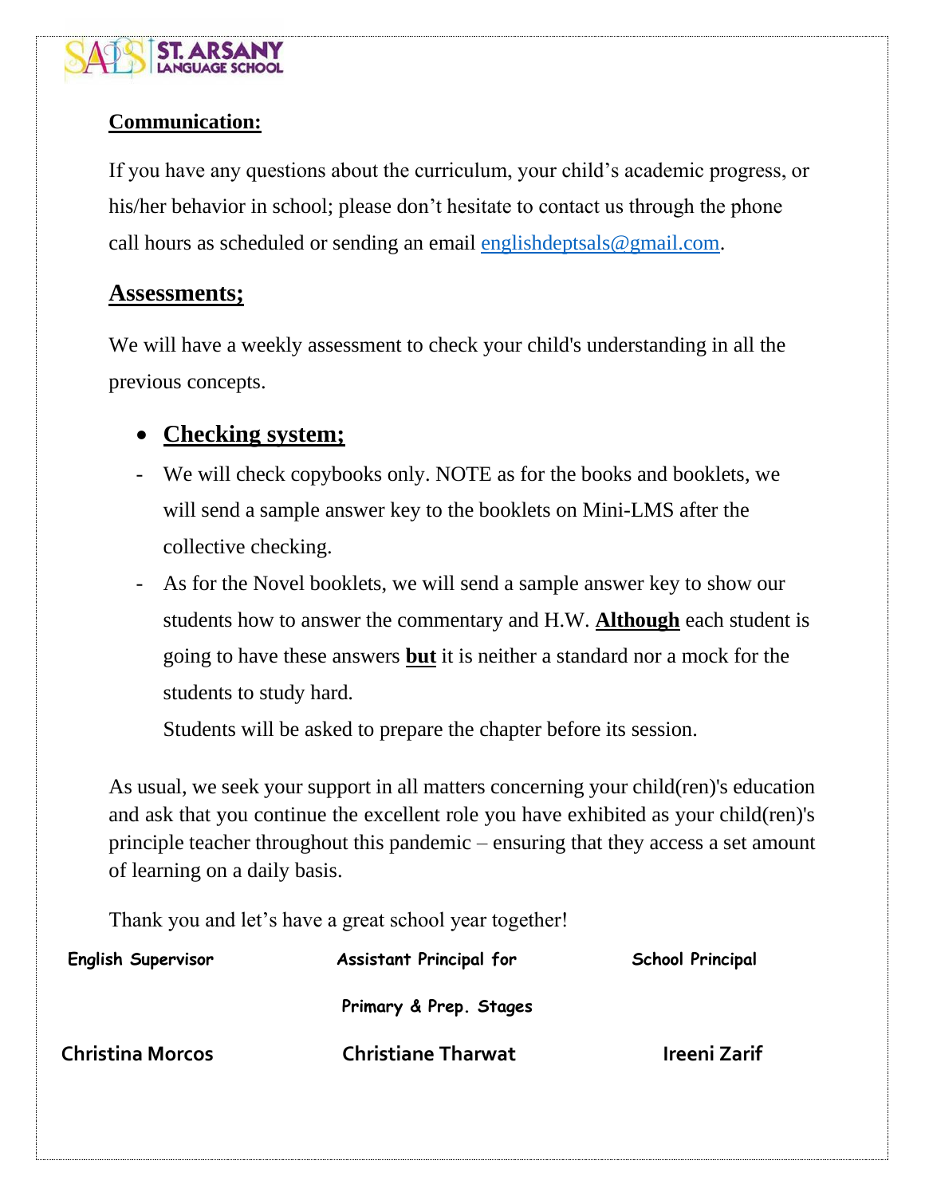**Communication:**

If you have any questions about the curriculum, your child's academic progress, or his/her behavior in school; please don't hesitate to contact us through the phone call hours as scheduled or sending an email englishdeptsals@gmail.com.

## Assessments;

We will have a weekly assessment to check your child's understanding in all the previous concepts.

- **Checking system;**

- We will check copybooks only. NOTE as for the books and booklets, we will send a sample answer key to the booklets on Mini-LMS after the collective checking.
- As for the Novel booklets, we will send a sample answer key to show our students how to answer the commentary and H.W. **Although** each student is going to have these answers **but** it is neither a standard nor a mock for the students to study hard.

  Students will be asked to prepare the chapter before its session.

As usual, we seek your support in all matters concerning your child(ren)'s education and ask that you continue the excellent role you have exhibited as your child(ren)'s principle teacher throughout this pandemic – ensuring that they access a set amount of learning on a daily basis.

Thank you and let's have a great school year together!

| English Supervisor | Assistant Principal for Primary & Prep. Stages | School Principal |
| --- | --- | --- |
| Christina Morcos | Christiane Tharwat | Ireeni Zarif |